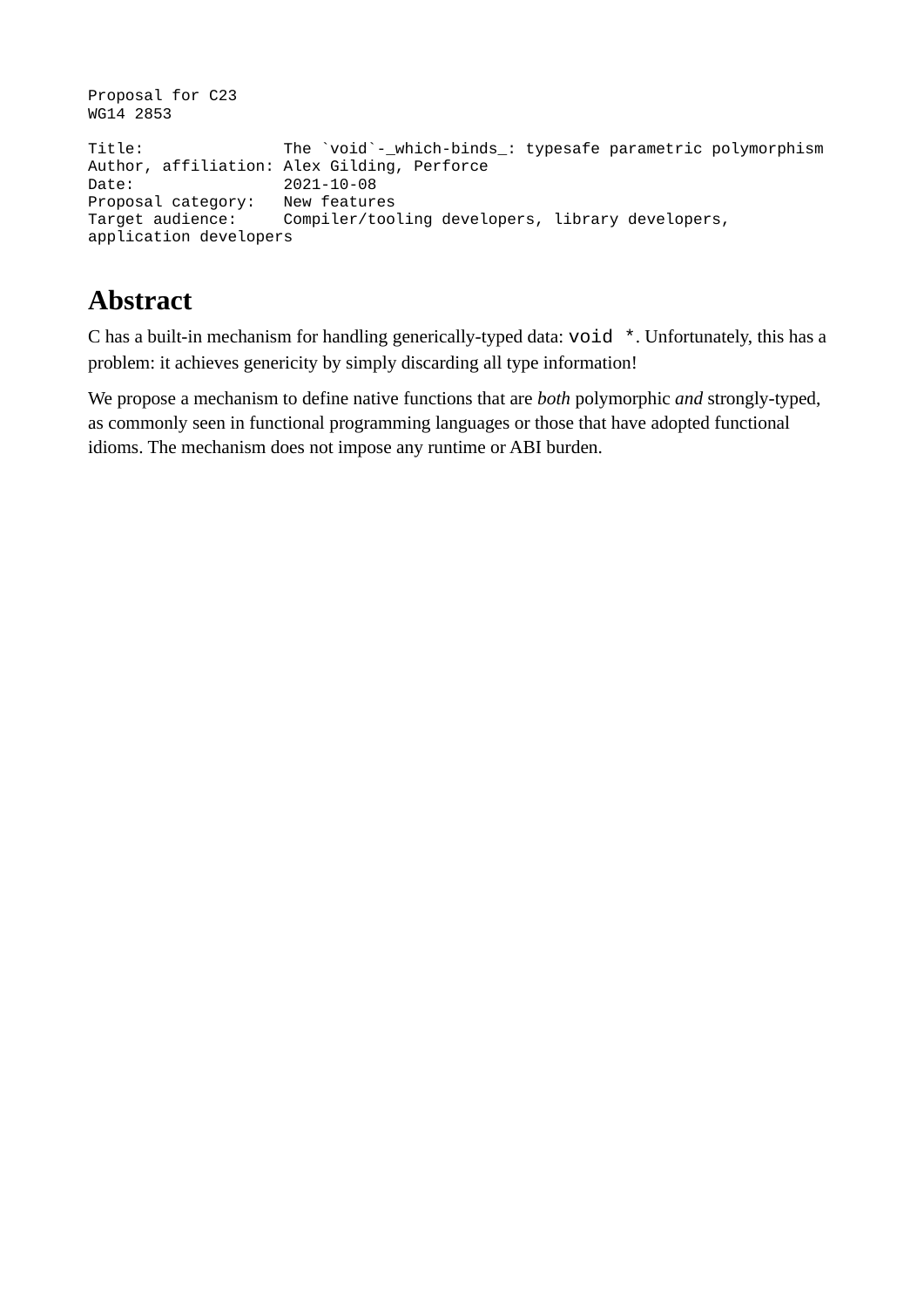```
Proposal for C23
WG14 2853

Title:              The `void`-_which-binds_: typesafe parametric polymorphism
Author, affiliation: Alex Gilding, Perforce
Date:               2021-10-08
Proposal category:   New features
Target audience:     Compiler/tooling developers, library developers,
application developers
```

# Abstract

C has a built-in mechanism for handling generically-typed data: `void *`. Unfortunately, this has a problem: it achieves genericity by simply discarding all type information!

We propose a mechanism to define native functions that are *both* polymorphic *and* strongly-typed, as commonly seen in functional programming languages or those that have adopted functional idioms. The mechanism does not impose any runtime or ABI burden.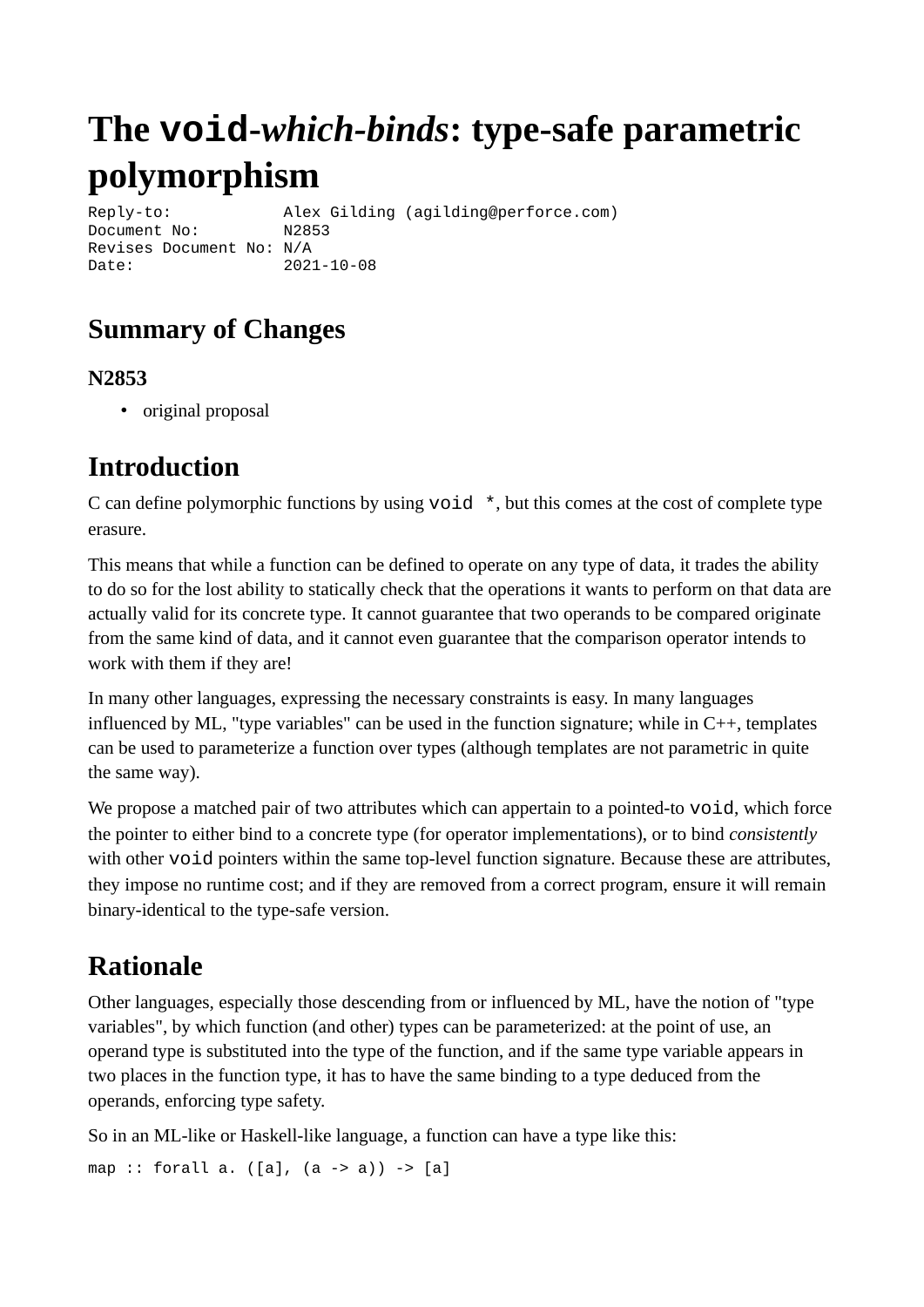# The `void`-*which-binds*: type-safe parametric polymorphism

```
Reply-to:           Alex Gilding (agilding@perforce.com)
Document No:        N2853
Revises Document No: N/A
Date:               2021-10-08
```

## Summary of Changes

### N2853

- original proposal

## Introduction

C can define polymorphic functions by using `void *`, but this comes at the cost of complete type erasure.

This means that while a function can be defined to operate on any type of data, it trades the ability to do so for the lost ability to statically check that the operations it wants to perform on that data are actually valid for its concrete type. It cannot guarantee that two operands to be compared originate from the same kind of data, and it cannot even guarantee that the comparison operator intends to work with them if they are!

In many other languages, expressing the necessary constraints is easy. In many languages influenced by ML, "type variables" can be used in the function signature; while in C++, templates can be used to parameterize a function over types (although templates are not parametric in quite the same way).

We propose a matched pair of two attributes which can appertain to a pointed-to `void`, which force the pointer to either bind to a concrete type (for operator implementations), or to bind *consistently* with other `void` pointers within the same top-level function signature. Because these are attributes, they impose no runtime cost; and if they are removed from a correct program, ensure it will remain binary-identical to the type-safe version.

## Rationale

Other languages, especially those descending from or influenced by ML, have the notion of "type variables", by which function (and other) types can be parameterized: at the point of use, an operand type is substituted into the type of the function, and if the same type variable appears in two places in the function type, it has to have the same binding to a type deduced from the operands, enforcing type safety.

So in an ML-like or Haskell-like language, a function can have a type like this:

```
map :: forall a. ([a], (a -> a)) -> [a]
```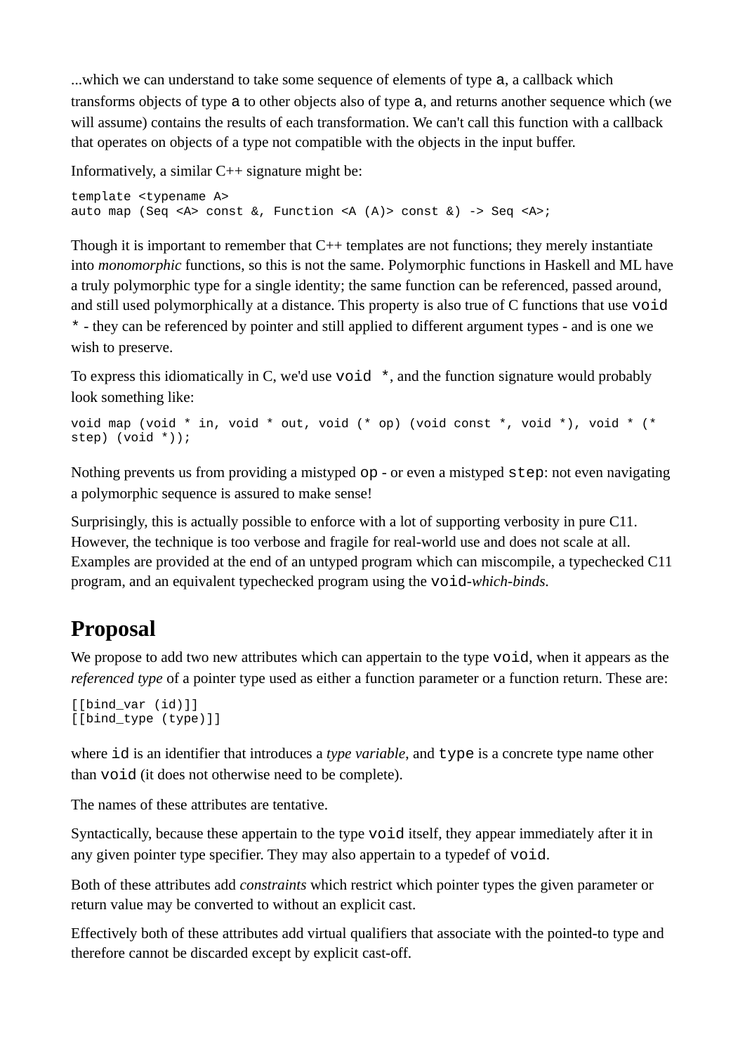...which we can understand to take some sequence of elements of type `a`, a callback which transforms objects of type `a` to other objects also of type `a`, and returns another sequence which (we will assume) contains the results of each transformation. We can't call this function with a callback that operates on objects of a type not compatible with the objects in the input buffer.

Informatively, a similar C++ signature might be:

```
template <typename A>
auto map (Seq <A> const &, Function <A (A)> const &) -> Seq <A>;
```

Though it is important to remember that C++ templates are not functions; they merely instantiate into *monomorphic* functions, so this is not the same. Polymorphic functions in Haskell and ML have a truly polymorphic type for a single identity; the same function can be referenced, passed around, and still used polymorphically at a distance. This property is also true of C functions that use `void *` - they can be referenced by pointer and still applied to different argument types - and is one we wish to preserve.

To express this idiomatically in C, we'd use `void *`, and the function signature would probably look something like:

```
void map (void * in, void * out, void (* op) (void const *, void *), void * (*
step) (void *));
```

Nothing prevents us from providing a mistyped `op` - or even a mistyped `step`: not even navigating a polymorphic sequence is assured to make sense!

Surprisingly, this is actually possible to enforce with a lot of supporting verbosity in pure C11. However, the technique is too verbose and fragile for real-world use and does not scale at all. Examples are provided at the end of an untyped program which can miscompile, a typechecked C11 program, and an equivalent typechecked program using the `void`-*which-binds*.

## Proposal

We propose to add two new attributes which can appertain to the type `void`, when it appears as the *referenced type* of a pointer type used as either a function parameter or a function return. These are:

```
[[bind_var (id)]]
[[bind_type (type)]]
```

where `id` is an identifier that introduces a *type variable*, and `type` is a concrete type name other than `void` (it does not otherwise need to be complete).

The names of these attributes are tentative.

Syntactically, because these appertain to the type `void` itself, they appear immediately after it in any given pointer type specifier. They may also appertain to a typedef of `void`.

Both of these attributes add *constraints* which restrict which pointer types the given parameter or return value may be converted to without an explicit cast.

Effectively both of these attributes add virtual qualifiers that associate with the pointed-to type and therefore cannot be discarded except by explicit cast-off.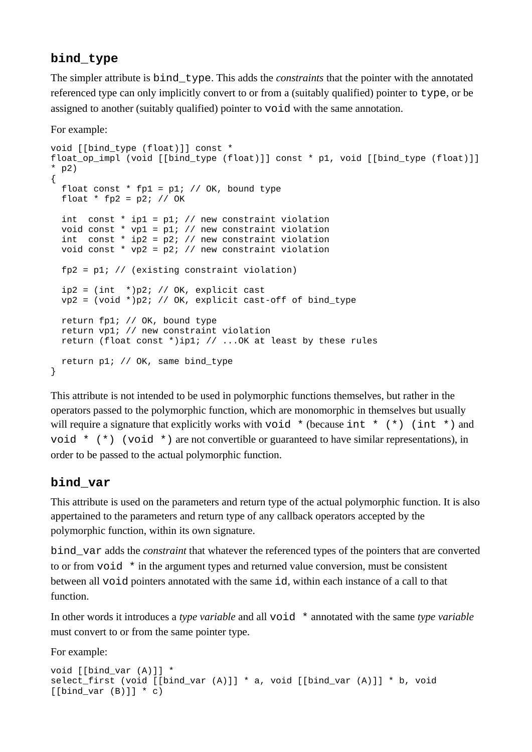## `bind_type`

The simpler attribute is `bind_type`. This adds the *constraints* that the pointer with the annotated referenced type can only implicitly convert to or from a (suitably qualified) pointer to `type`, or be assigned to another (suitably qualified) pointer to `void` with the same annotation.

For example:

```
void [[bind_type (float)]] const *
float_op_impl (void [[bind_type (float)]] const * p1, void [[bind_type (float)]]
* p2)
{
  float const * fp1 = p1; // OK, bound type
  float * fp2 = p2; // OK

  int  const * ip1 = p1; // new constraint violation
  void const * vp1 = p1; // new constraint violation
  int  const * ip2 = p2; // new constraint violation
  void const * vp2 = p2; // new constraint violation

  fp2 = p1; // (existing constraint violation)

  ip2 = (int  *)p2; // OK, explicit cast
  vp2 = (void *)p2; // OK, explicit cast-off of bind_type

  return fp1; // OK, bound type
  return vp1; // new constraint violation
  return (float const *)ip1; // ...OK at least by these rules

  return p1; // OK, same bind_type
}
```

This attribute is not intended to be used in polymorphic functions themselves, but rather in the operators passed to the polymorphic function, which are monomorphic in themselves but usually will require a signature that explicitly works with `void *` (because `int * (*) (int *)` and `void * (*) (void *)` are not convertible or guaranteed to have similar representations), in order to be passed to the actual polymorphic function.

## `bind_var`

This attribute is used on the parameters and return type of the actual polymorphic function. It is also appertained to the parameters and return type of any callback operators accepted by the polymorphic function, within its own signature.

`bind_var` adds the *constraint* that whatever the referenced types of the pointers that are converted to or from `void *` in the argument types and returned value conversion, must be consistent between all `void` pointers annotated with the same `id`, within each instance of a call to that function.

In other words it introduces a *type variable* and all `void *` annotated with the same *type variable* must convert to or from the same pointer type.

For example:

```
void [[bind_var (A)]] *
select_first (void [[bind_var (A)]] * a, void [[bind_var (A)]] * b, void
[[bind_var (B)]] * c)
```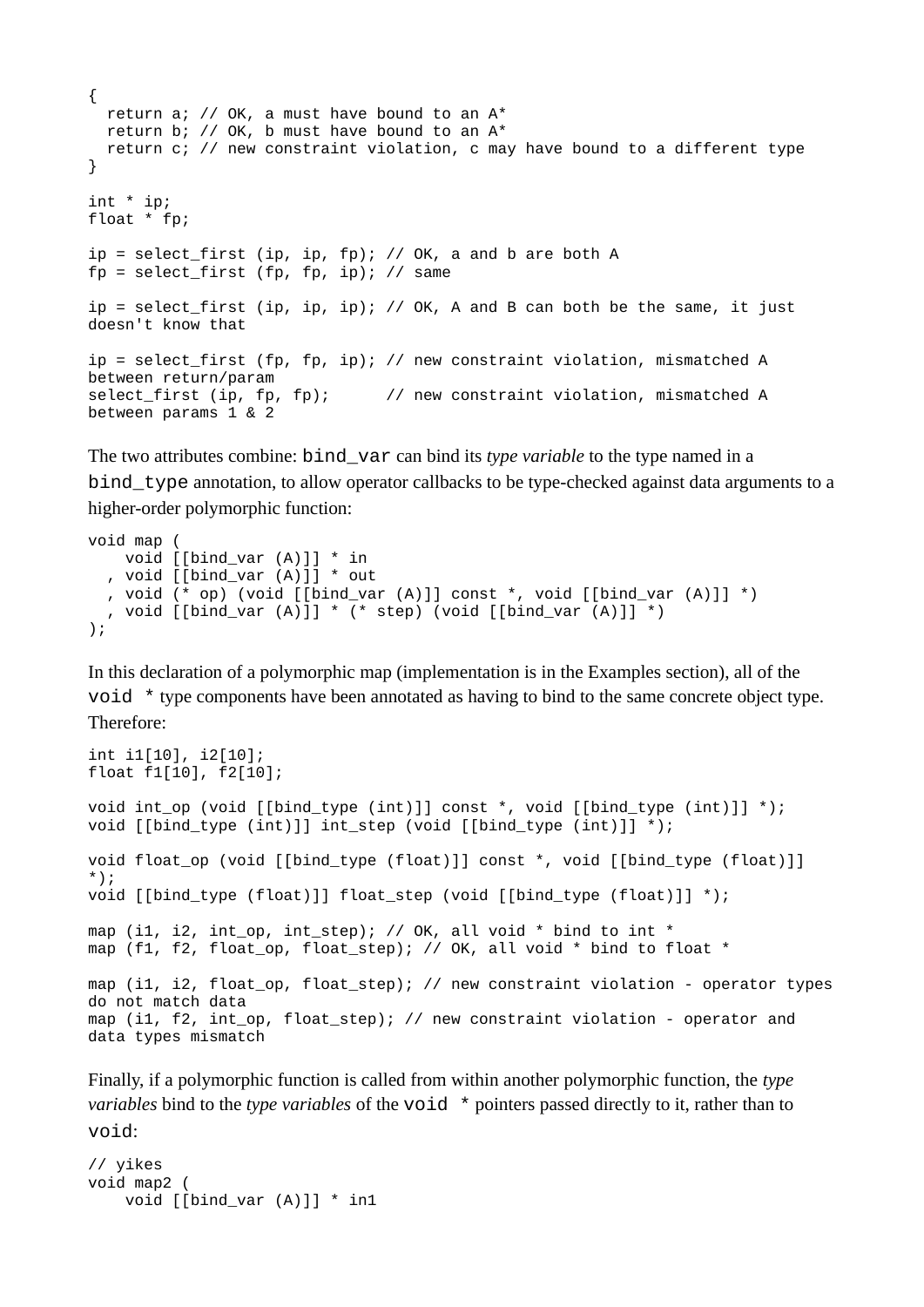```
{
  return a; // OK, a must have bound to an A*
  return b; // OK, b must have bound to an A*
  return c; // new constraint violation, c may have bound to a different type
}

int * ip;
float * fp;

ip = select_first (ip, ip, fp); // OK, a and b are both A
fp = select_first (fp, fp, ip); // same

ip = select_first (ip, ip, ip); // OK, A and B can both be the same, it just
doesn't know that

ip = select_first (fp, fp, ip); // new constraint violation, mismatched A
between return/param
select_first (ip, fp, fp);      // new constraint violation, mismatched A
between params 1 & 2
```

The two attributes combine: `bind_var` can bind its *type variable* to the type named in a `bind_type` annotation, to allow operator callbacks to be type-checked against data arguments to a higher-order polymorphic function:

```
void map (
    void [[bind_var (A)]] * in
  , void [[bind_var (A)]] * out
  , void (* op) (void [[bind_var (A)]] const *, void [[bind_var (A)]] *)
  , void [[bind_var (A)]] * (* step) (void [[bind_var (A)]] *)
);
```

In this declaration of a polymorphic map (implementation is in the Examples section), all of the `void *` type components have been annotated as having to bind to the same concrete object type. Therefore:

```
int i1[10], i2[10];
float f1[10], f2[10];

void int_op (void [[bind_type (int)]] const *, void [[bind_type (int)]] *);
void [[bind_type (int)]] int_step (void [[bind_type (int)]] *);

void float_op (void [[bind_type (float)]] const *, void [[bind_type (float)]]
*);
void [[bind_type (float)]] float_step (void [[bind_type (float)]] *);

map (i1, i2, int_op, int_step); // OK, all void * bind to int *
map (f1, f2, float_op, float_step); // OK, all void * bind to float *

map (i1, i2, float_op, float_step); // new constraint violation - operator types
do not match data
map (i1, f2, int_op, float_step); // new constraint violation - operator and
data types mismatch
```

Finally, if a polymorphic function is called from within another polymorphic function, the *type variables* bind to the *type variables* of the `void *` pointers passed directly to it, rather than to `void`:

```
// yikes
void map2 (
    void [[bind_var (A)]] * in1
```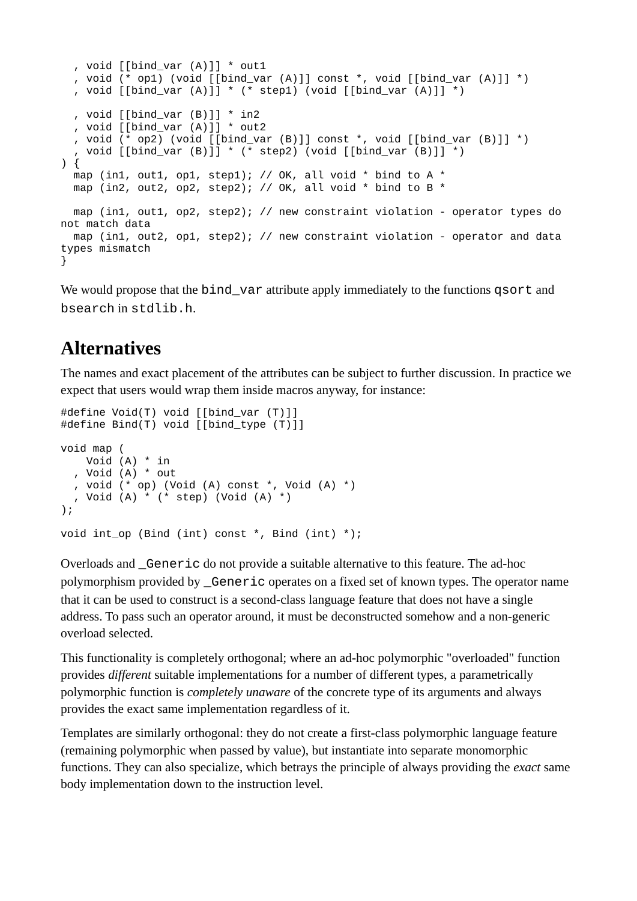```
  , void [[bind_var (A)]] * out1
  , void (* op1) (void [[bind_var (A)]] const *, void [[bind_var (A)]] *)
  , void [[bind_var (A)]] * (* step1) (void [[bind_var (A)]] *)

  , void [[bind_var (B)]] * in2
  , void [[bind_var (A)]] * out2
  , void (* op2) (void [[bind_var (B)]] const *, void [[bind_var (B)]] *)
  , void [[bind_var (B)]] * (* step2) (void [[bind_var (B)]] *)
) {
  map (in1, out1, op1, step1); // OK, all void * bind to A *
  map (in2, out2, op2, step2); // OK, all void * bind to B *

  map (in1, out1, op2, step2); // new constraint violation - operator types do not match data
  map (in1, out2, op1, step2); // new constraint violation - operator and data types mismatch
}
```

We would propose that the `bind_var` attribute apply immediately to the functions `qsort` and `bsearch` in `stdlib.h`.

## Alternatives

The names and exact placement of the attributes can be subject to further discussion. In practice we expect that users would wrap them inside macros anyway, for instance:

```
#define Void(T) void [[bind_var (T)]]
#define Bind(T) void [[bind_type (T)]]

void map (
    Void (A) * in
  , Void (A) * out
  , void (* op) (Void (A) const *, Void (A) *)
  , Void (A) * (* step) (Void (A) *)
);

void int_op (Bind (int) const *, Bind (int) *);
```

Overloads and `_Generic` do not provide a suitable alternative to this feature. The ad-hoc polymorphism provided by `_Generic` operates on a fixed set of known types. The operator name that it can be used to construct is a second-class language feature that does not have a single address. To pass such an operator around, it must be deconstructed somehow and a non-generic overload selected.

This functionality is completely orthogonal; where an ad-hoc polymorphic "overloaded" function provides *different* suitable implementations for a number of different types, a parametrically polymorphic function is *completely unaware* of the concrete type of its arguments and always provides the exact same implementation regardless of it.

Templates are similarly orthogonal: they do not create a first-class polymorphic language feature (remaining polymorphic when passed by value), but instantiate into separate monomorphic functions. They can also specialize, which betrays the principle of always providing the *exact* same body implementation down to the instruction level.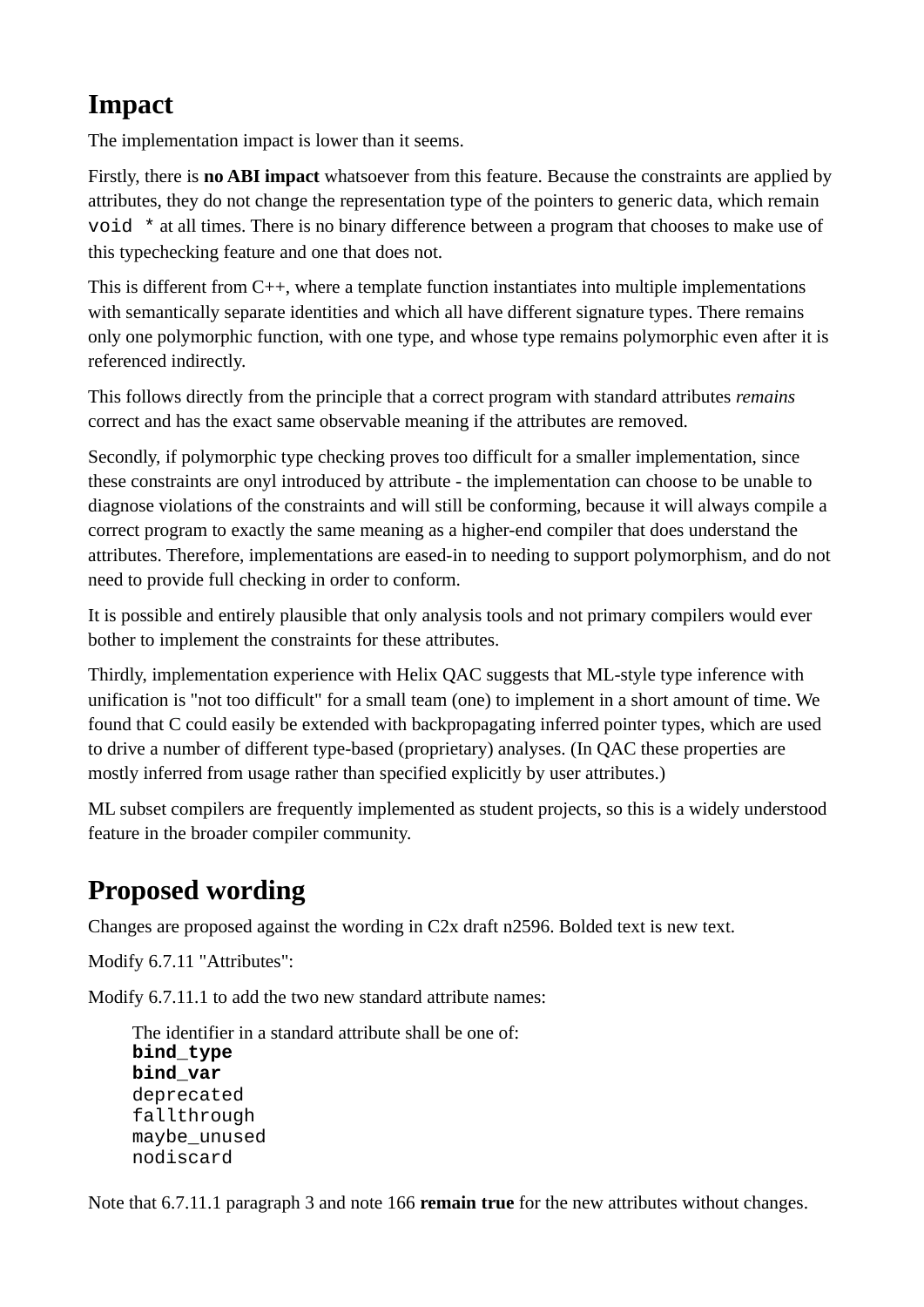## Impact

The implementation impact is lower than it seems.

Firstly, there is **no ABI impact** whatsoever from this feature. Because the constraints are applied by attributes, they do not change the representation type of the pointers to generic data, which remain `void *` at all times. There is no binary difference between a program that chooses to make use of this typechecking feature and one that does not.

This is different from C++, where a template function instantiates into multiple implementations with semantically separate identities and which all have different signature types. There remains only one polymorphic function, with one type, and whose type remains polymorphic even after it is referenced indirectly.

This follows directly from the principle that a correct program with standard attributes *remains* correct and has the exact same observable meaning if the attributes are removed.

Secondly, if polymorphic type checking proves too difficult for a smaller implementation, since these constraints are onyl introduced by attribute - the implementation can choose to be unable to diagnose violations of the constraints and will still be conforming, because it will always compile a correct program to exactly the same meaning as a higher-end compiler that does understand the attributes. Therefore, implementations are eased-in to needing to support polymorphism, and do not need to provide full checking in order to conform.

It is possible and entirely plausible that only analysis tools and not primary compilers would ever bother to implement the constraints for these attributes.

Thirdly, implementation experience with Helix QAC suggests that ML-style type inference with unification is "not too difficult" for a small team (one) to implement in a short amount of time. We found that C could easily be extended with backpropagating inferred pointer types, which are used to drive a number of different type-based (proprietary) analyses. (In QAC these properties are mostly inferred from usage rather than specified explicitly by user attributes.)

ML subset compilers are frequently implemented as student projects, so this is a widely understood feature in the broader compiler community.

## Proposed wording

Changes are proposed against the wording in C2x draft n2596. Bolded text is new text.

Modify 6.7.11 "Attributes":

Modify 6.7.11.1 to add the two new standard attribute names:

> The identifier in a standard attribute shall be one of:
> **`bind_type`**
> **`bind_var`**
> `deprecated`
> `fallthrough`
> `maybe_unused`
> `nodiscard`

Note that 6.7.11.1 paragraph 3 and note 166 **remain true** for the new attributes without changes.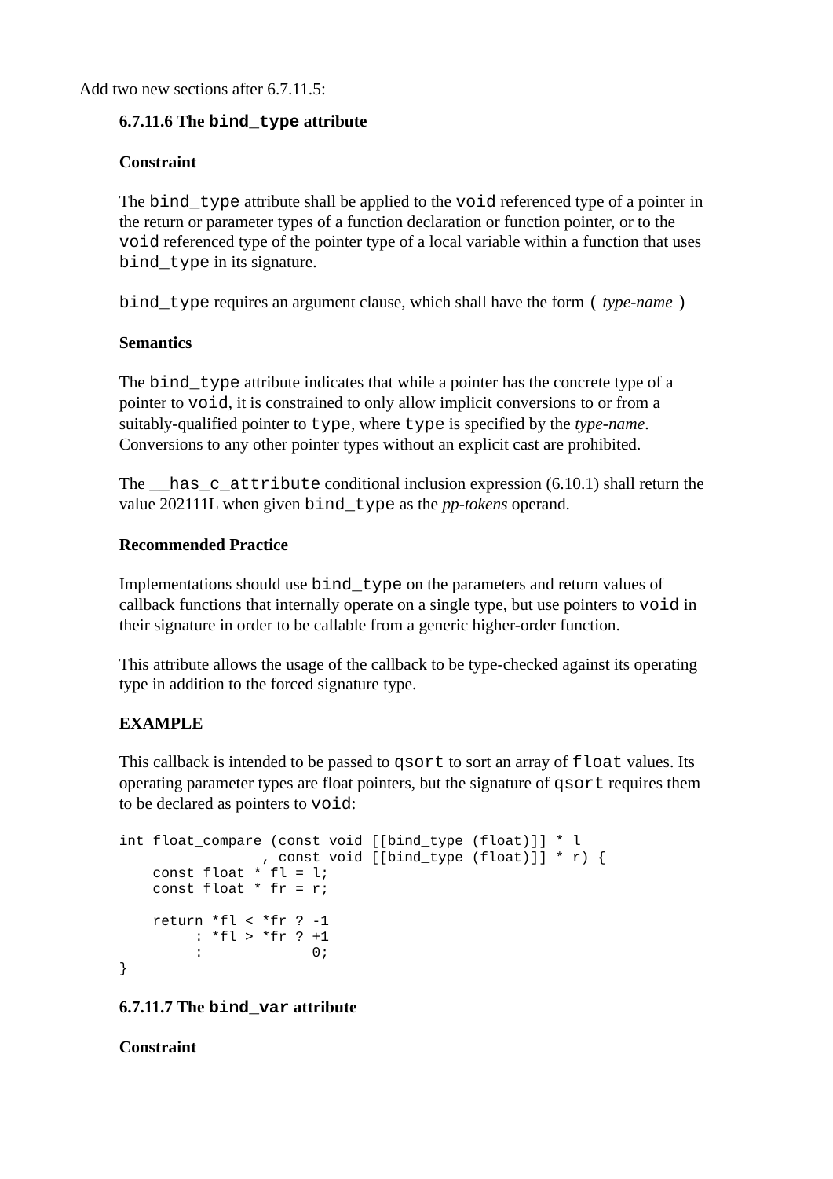Add two new sections after 6.7.11.5:

### 6.7.11.6 The `bind_type` attribute

**Constraint**

The `bind_type` attribute shall be applied to the `void` referenced type of a pointer in the return or parameter types of a function declaration or function pointer, or to the `void` referenced type of the pointer type of a local variable within a function that uses `bind_type` in its signature.

`bind_type` requires an argument clause, which shall have the form `(` *type-name* `)`

**Semantics**

The `bind_type` attribute indicates that while a pointer has the concrete type of a pointer to `void`, it is constrained to only allow implicit conversions to or from a suitably-qualified pointer to `type`, where `type` is specified by the *type-name*. Conversions to any other pointer types without an explicit cast are prohibited.

The `__has_c_attribute` conditional inclusion expression (6.10.1) shall return the value 202111L when given `bind_type` as the *pp-tokens* operand.

**Recommended Practice**

Implementations should use `bind_type` on the parameters and return values of callback functions that internally operate on a single type, but use pointers to `void` in their signature in order to be callable from a generic higher-order function.

This attribute allows the usage of the callback to be type-checked against its operating type in addition to the forced signature type.

**EXAMPLE**

This callback is intended to be passed to `qsort` to sort an array of `float` values. Its operating parameter types are float pointers, but the signature of `qsort` requires them to be declared as pointers to `void`:

```
int float_compare (const void [[bind_type (float)]] * l
                 , const void [[bind_type (float)]] * r) {
    const float * fl = l;
    const float * fr = r;

    return *fl < *fr ? -1
         : *fl > *fr ? +1
         :             0;
}
```

### 6.7.11.7 The `bind_var` attribute

**Constraint**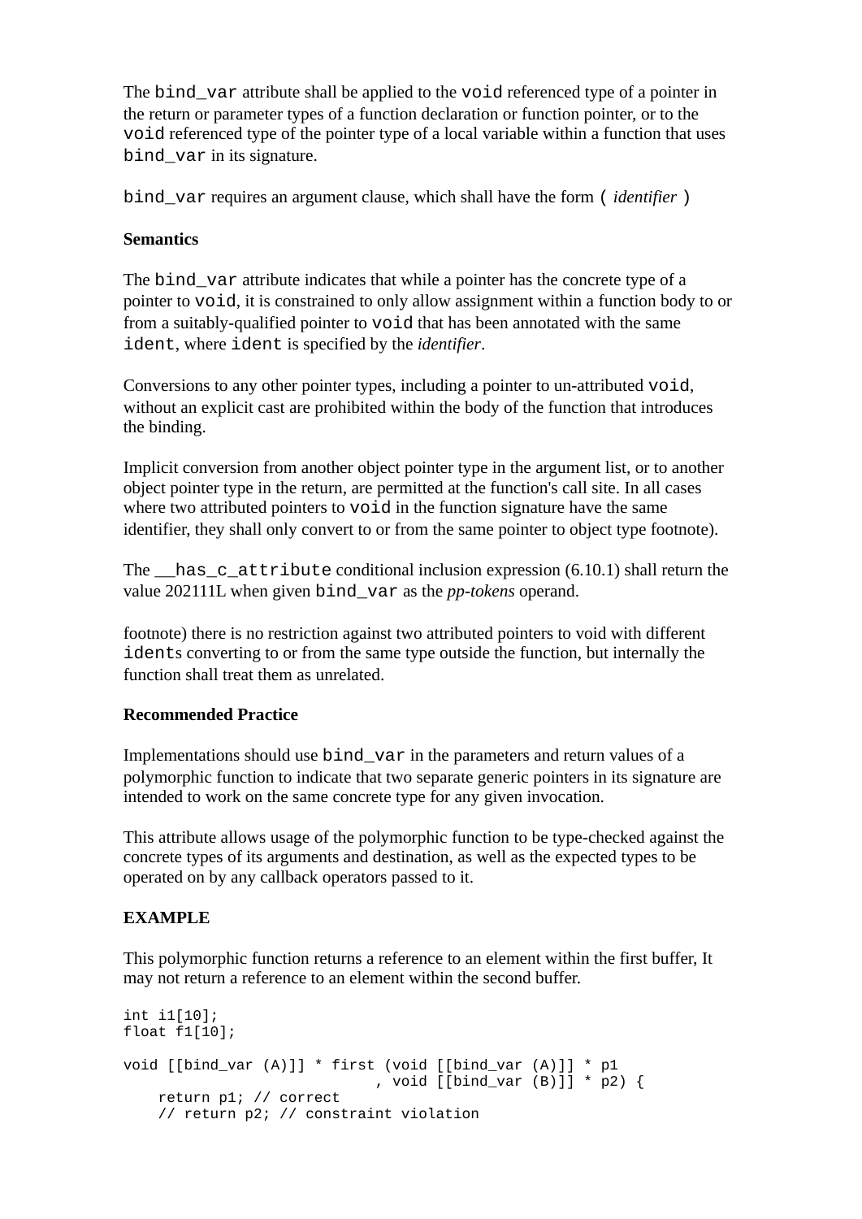The `bind_var` attribute shall be applied to the `void` referenced type of a pointer in the return or parameter types of a function declaration or function pointer, or to the `void` referenced type of the pointer type of a local variable within a function that uses `bind_var` in its signature.

`bind_var` requires an argument clause, which shall have the form `(` *identifier* `)`

**Semantics**

The `bind_var` attribute indicates that while a pointer has the concrete type of a pointer to `void`, it is constrained to only allow assignment within a function body to or from a suitably-qualified pointer to `void` that has been annotated with the same `ident`, where `ident` is specified by the *identifier*.

Conversions to any other pointer types, including a pointer to un-attributed `void`, without an explicit cast are prohibited within the body of the function that introduces the binding.

Implicit conversion from another object pointer type in the argument list, or to another object pointer type in the return, are permitted at the function's call site. In all cases where two attributed pointers to `void` in the function signature have the same identifier, they shall only convert to or from the same pointer to object type footnote).

The `__has_c_attribute` conditional inclusion expression (6.10.1) shall return the value 202111L when given `bind_var` as the *pp-tokens* operand.

footnote) there is no restriction against two attributed pointers to void with different `ident`s converting to or from the same type outside the function, but internally the function shall treat them as unrelated.

**Recommended Practice**

Implementations should use `bind_var` in the parameters and return values of a polymorphic function to indicate that two separate generic pointers in its signature are intended to work on the same concrete type for any given invocation.

This attribute allows usage of the polymorphic function to be type-checked against the concrete types of its arguments and destination, as well as the expected types to be operated on by any callback operators passed to it.

**EXAMPLE**

This polymorphic function returns a reference to an element within the first buffer, It may not return a reference to an element within the second buffer.

```
int i1[10];
float f1[10];

void [[bind_var (A)]] * first (void [[bind_var (A)]] * p1
                             , void [[bind_var (B)]] * p2) {
    return p1; // correct
    // return p2; // constraint violation
```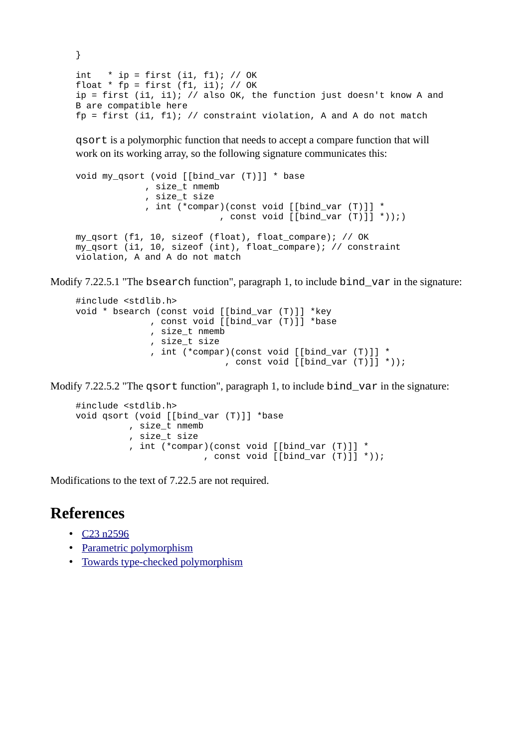```
}

int   * ip = first (i1, f1); // OK
float * fp = first (f1, i1); // OK
ip = first (i1, i1); // also OK, the function just doesn't know A and
B are compatible here
fp = first (i1, f1); // constraint violation, A and A do not match
```

`qsort` is a polymorphic function that needs to accept a compare function that will work on its working array, so the following signature communicates this:

```
void my_qsort (void [[bind_var (T)]] * base
             , size_t nmemb
             , size_t size
             , int (*compar)(const void [[bind_var (T)]] *
                            , const void [[bind_var (T)]] *));)

my_qsort (f1, 10, sizeof (float), float_compare); // OK
my_qsort (i1, 10, sizeof (int), float_compare); // constraint
violation, A and A do not match
```

Modify 7.22.5.1 "The `bsearch` function", paragraph 1, to include `bind_var` in the signature:

```
#include <stdlib.h>
void * bsearch (const void [[bind_var (T)]] *key
              , const void [[bind_var (T)]] *base
              , size_t nmemb
              , size_t size
              , int (*compar)(const void [[bind_var (T)]] *
                             , const void [[bind_var (T)]] *));
```

Modify 7.22.5.2 "The `qsort` function", paragraph 1, to include `bind_var` in the signature:

```
#include <stdlib.h>
void qsort (void [[bind_var (T)]] *base
          , size_t nmemb
          , size_t size
          , int (*compar)(const void [[bind_var (T)]] *
                         , const void [[bind_var (T)]] *));
```

Modifications to the text of 7.22.5 are not required.

## References

- C23 n2596
- Parametric polymorphism
- Towards type-checked polymorphism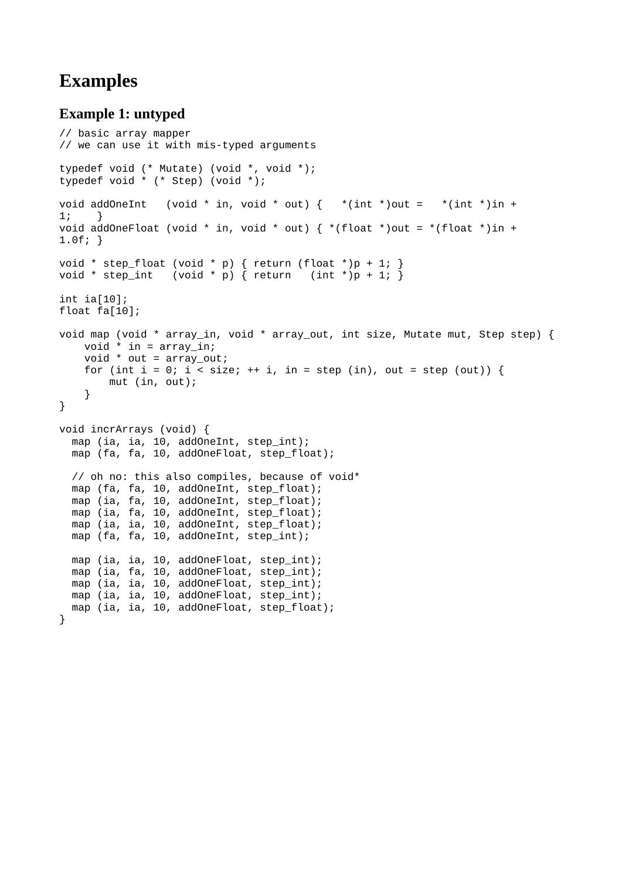# Examples

## Example 1: untyped

```
// basic array mapper
// we can use it with mis-typed arguments

typedef void (* Mutate) (void *, void *);
typedef void * (* Step) (void *);

void addOneInt   (void * in, void * out) {   *(int *)out =   *(int *)in + 1;    }
void addOneFloat (void * in, void * out) { *(float *)out = *(float *)in + 1.0f; }

void * step_float (void * p) { return (float *)p + 1; }
void * step_int   (void * p) { return   (int *)p + 1; }

int ia[10];
float fa[10];

void map (void * array_in, void * array_out, int size, Mutate mut, Step step) {
    void * in = array_in;
    void * out = array_out;
    for (int i = 0; i < size; ++ i, in = step (in), out = step (out)) {
        mut (in, out);
    }
}

void incrArrays (void) {
  map (ia, ia, 10, addOneInt, step_int);
  map (fa, fa, 10, addOneFloat, step_float);

  // oh no: this also compiles, because of void*
  map (fa, fa, 10, addOneInt, step_float);
  map (ia, fa, 10, addOneInt, step_float);
  map (ia, fa, 10, addOneInt, step_float);
  map (ia, ia, 10, addOneInt, step_float);
  map (fa, fa, 10, addOneInt, step_int);

  map (ia, ia, 10, addOneFloat, step_int);
  map (ia, fa, 10, addOneFloat, step_int);
  map (ia, ia, 10, addOneFloat, step_int);
  map (ia, ia, 10, addOneFloat, step_int);
  map (ia, ia, 10, addOneFloat, step_float);
}
```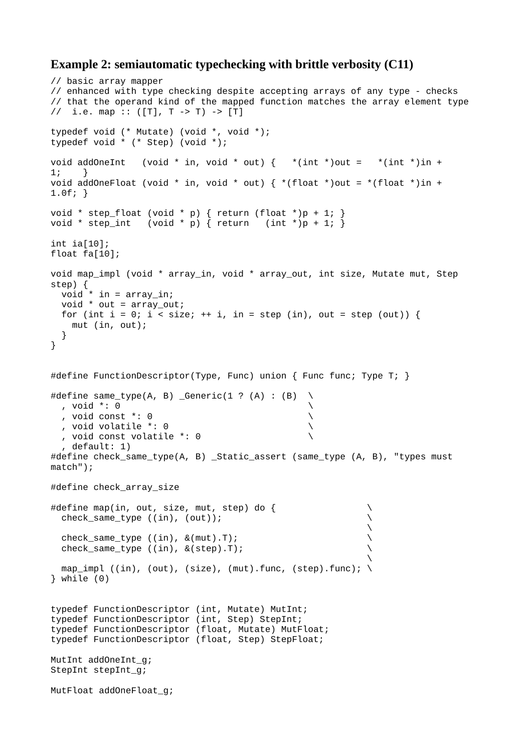## Example 2: semiautomatic typechecking with brittle verbosity (C11)

```
// basic array mapper
// enhanced with type checking despite accepting arrays of any type - checks
// that the operand kind of the mapped function matches the array element type
//  i.e. map :: ([T], T -> T) -> [T]

typedef void (* Mutate) (void *, void *);
typedef void * (* Step) (void *);

void addOneInt   (void * in, void * out) {   *(int *)out =   *(int *)in +
1;    }
void addOneFloat (void * in, void * out) { *(float *)out = *(float *)in +
1.0f; }

void * step_float (void * p) { return (float *)p + 1; }
void * step_int   (void * p) { return   (int *)p + 1; }

int ia[10];
float fa[10];

void map_impl (void * array_in, void * array_out, int size, Mutate mut, Step
step) {
  void * in = array_in;
  void * out = array_out;
  for (int i = 0; i < size; ++ i, in = step (in), out = step (out)) {
    mut (in, out);
  }
}


#define FunctionDescriptor(Type, Func) union { Func func; Type T; }

#define same_type(A, B) _Generic(1 ? (A) : (B)  \
  , void *: 0                                   \
  , void const *: 0                             \
  , void volatile *: 0                          \
  , void const volatile *: 0                    \
  , default: 1)
#define check_same_type(A, B) _Static_assert (same_type (A, B), "types must
match");

#define check_array_size

#define map(in, out, size, mut, step) do {                 \
  check_same_type ((in), (out));                           \
                                                           \
  check_same_type ((in), &(mut).T);                        \
  check_same_type ((in), &(step).T);                       \
                                                           \
  map_impl ((in), (out), (size), (mut).func, (step).func); \
} while (0)


typedef FunctionDescriptor (int, Mutate) MutInt;
typedef FunctionDescriptor (int, Step) StepInt;
typedef FunctionDescriptor (float, Mutate) MutFloat;
typedef FunctionDescriptor (float, Step) StepFloat;

MutInt addOneInt_g;
StepInt stepInt_g;

MutFloat addOneFloat_g;
```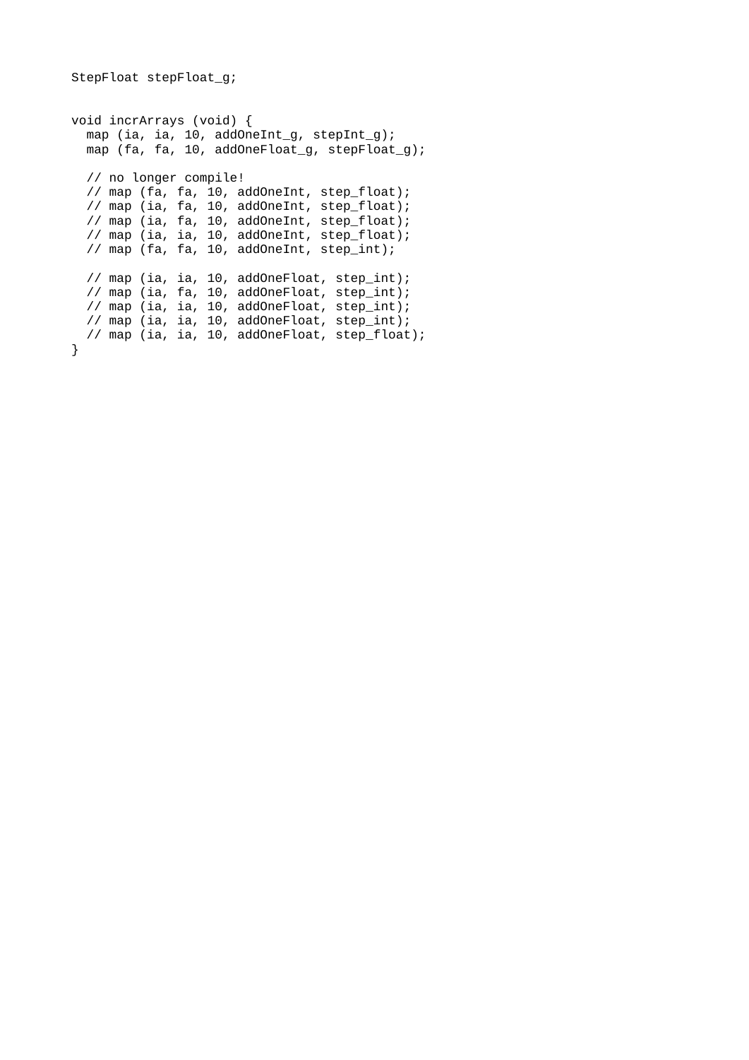```
StepFloat stepFloat_g;


void incrArrays (void) {
  map (ia, ia, 10, addOneInt_g, stepInt_g);
  map (fa, fa, 10, addOneFloat_g, stepFloat_g);

  // no longer compile!
  // map (fa, fa, 10, addOneInt, step_float);
  // map (ia, fa, 10, addOneInt, step_float);
  // map (ia, fa, 10, addOneInt, step_float);
  // map (ia, ia, 10, addOneInt, step_float);
  // map (fa, fa, 10, addOneInt, step_int);

  // map (ia, ia, 10, addOneFloat, step_int);
  // map (ia, fa, 10, addOneFloat, step_int);
  // map (ia, ia, 10, addOneFloat, step_int);
  // map (ia, ia, 10, addOneFloat, step_int);
  // map (ia, ia, 10, addOneFloat, step_float);
}
```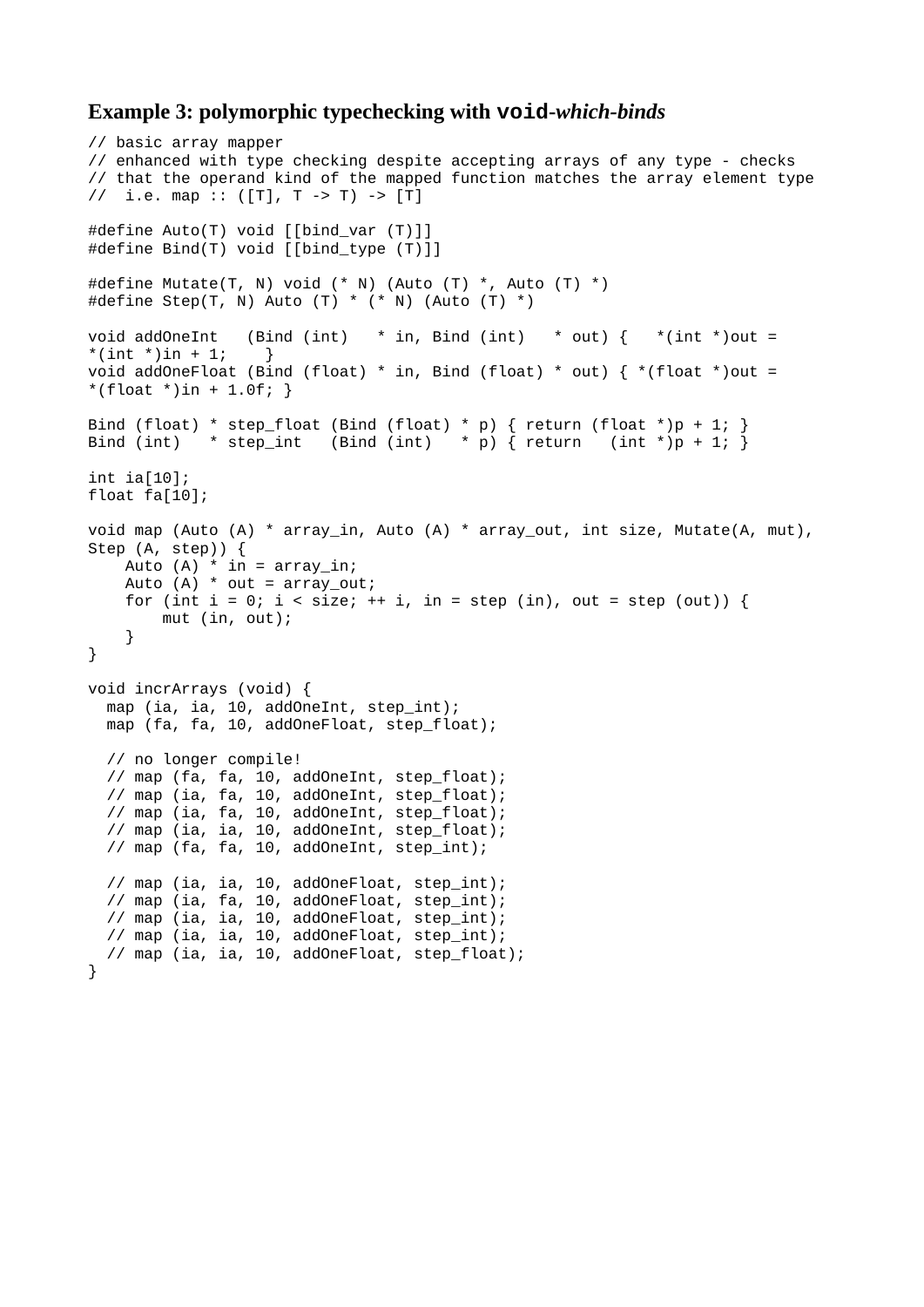### Example 3: polymorphic typechecking with `void`-*which-binds*

```
// basic array mapper
// enhanced with type checking despite accepting arrays of any type - checks
// that the operand kind of the mapped function matches the array element type
//  i.e. map :: ([T], T -> T) -> [T]

#define Auto(T) void [[bind_var (T)]]
#define Bind(T) void [[bind_type (T)]]

#define Mutate(T, N) void (* N) (Auto (T) *, Auto (T) *)
#define Step(T, N) Auto (T) * (* N) (Auto (T) *)

void addOneInt   (Bind (int)   * in, Bind (int)   * out) {   *(int *)out =
*(int *)in + 1;    }
void addOneFloat (Bind (float) * in, Bind (float) * out) { *(float *)out =
*(float *)in + 1.0f; }

Bind (float) * step_float (Bind (float) * p) { return (float *)p + 1; }
Bind (int)   * step_int   (Bind (int)   * p) { return   (int *)p + 1; }

int ia[10];
float fa[10];

void map (Auto (A) * array_in, Auto (A) * array_out, int size, Mutate(A, mut),
Step (A, step)) {
    Auto (A) * in = array_in;
    Auto (A) * out = array_out;
    for (int i = 0; i < size; ++ i, in = step (in), out = step (out)) {
        mut (in, out);
    }
}

void incrArrays (void) {
  map (ia, ia, 10, addOneInt, step_int);
  map (fa, fa, 10, addOneFloat, step_float);

  // no longer compile!
  // map (fa, fa, 10, addOneInt, step_float);
  // map (ia, fa, 10, addOneInt, step_float);
  // map (ia, fa, 10, addOneInt, step_float);
  // map (ia, ia, 10, addOneInt, step_float);
  // map (fa, fa, 10, addOneInt, step_int);

  // map (ia, ia, 10, addOneFloat, step_int);
  // map (ia, fa, 10, addOneFloat, step_int);
  // map (ia, ia, 10, addOneFloat, step_int);
  // map (ia, ia, 10, addOneFloat, step_int);
  // map (ia, ia, 10, addOneFloat, step_float);
}
```